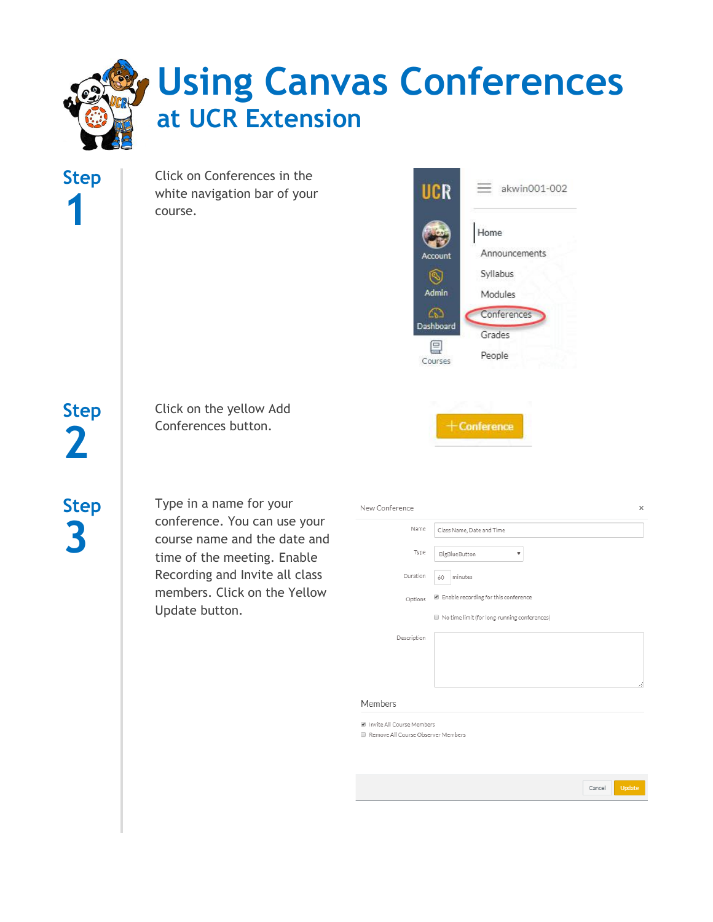# Using Canvas Conferences

## at UCR Extension

**Step 1**

Click on Conferences in the white navigation bar of your course.

**Step 2**

Click on the yellow Add Conferences button.

**Step 3**

Type in a name for your conference. You can use your course name and the date and time of the meeting. Enable Recording and Invite all class members. Click on the Yellow Update button.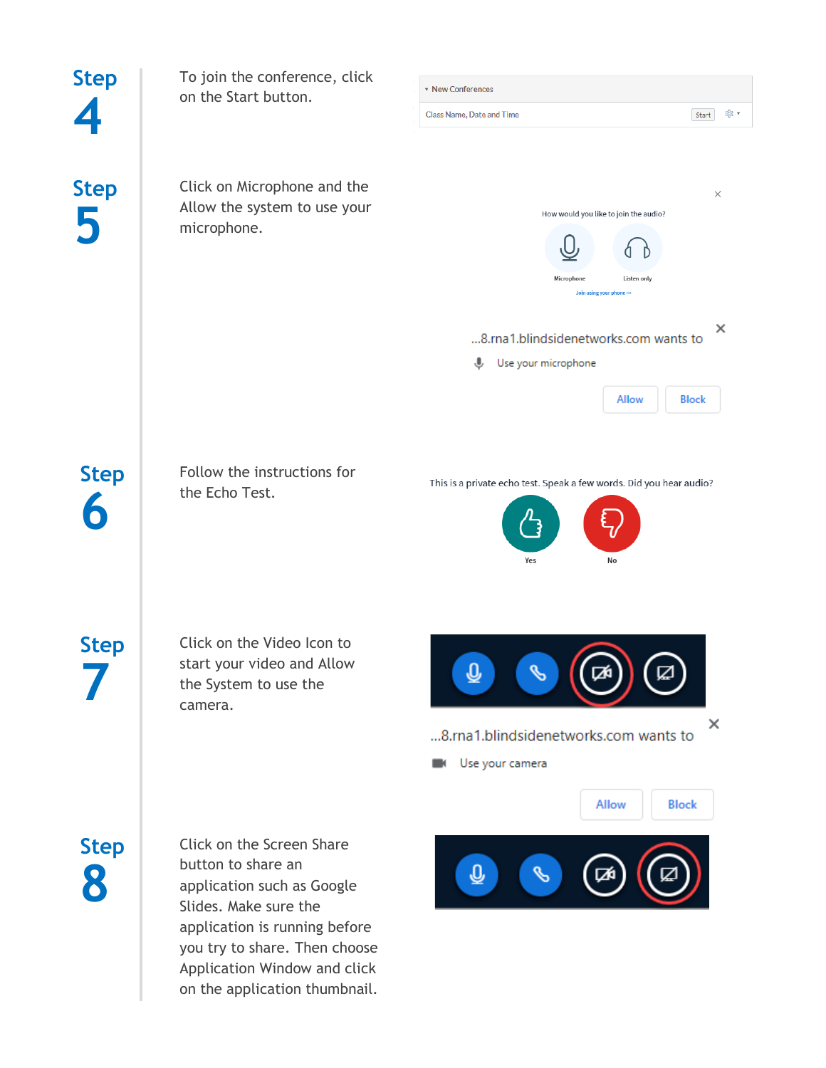## Step 4

To join the conference, click on the Start button.

▾ New Conferences

Class Name, Date and Time Start

## Step 5

Click on Microphone and the Allow the system to use your microphone.

How would you like to join the audio?

Microphone Listen only

Join using your phone →

...8.rna1.blindsidenetworks.com wants to

Use your microphone

Allow Block

## Step 6

Follow the instructions for the Echo Test.

This is a private echo test. Speak a few words. Did you hear audio?

Yes No

## Step 7

Click on the Video Icon to start your video and Allow the System to use the camera.

...8.rna1.blindsidenetworks.com wants to

Use your camera

Allow Block

## Step 8

Click on the Screen Share button to share an application such as Google Slides. Make sure the application is running before you try to share. Then choose Application Window and click on the application thumbnail.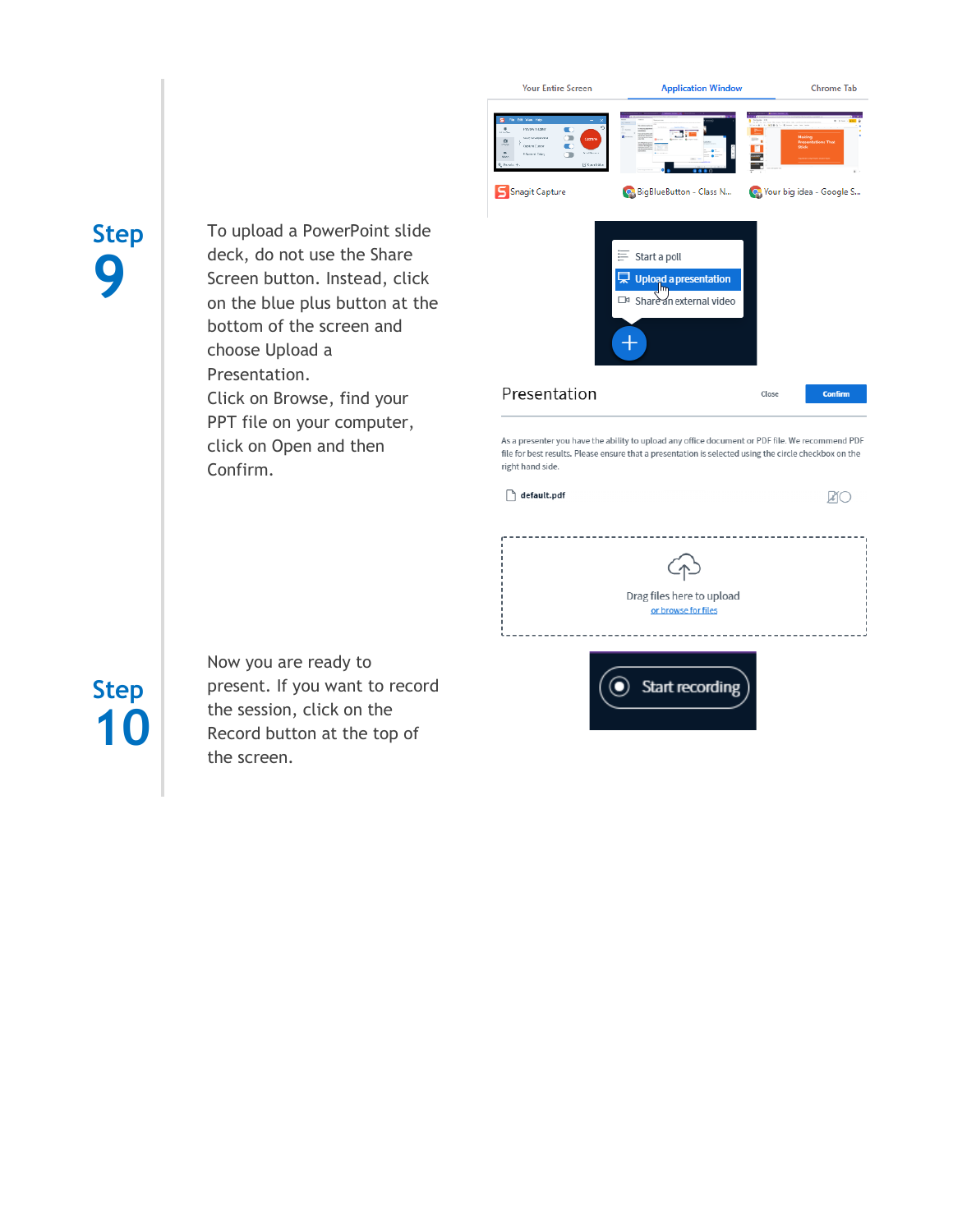## Step 9

To upload a PowerPoint slide deck, do not use the Share Screen button. Instead, click on the blue plus button at the bottom of the screen and choose Upload a Presentation.
Click on Browse, find your PPT file on your computer, click on Open and then Confirm.

## Step 10

Now you are ready to present. If you want to record the session, click on the Record button at the top of the screen.